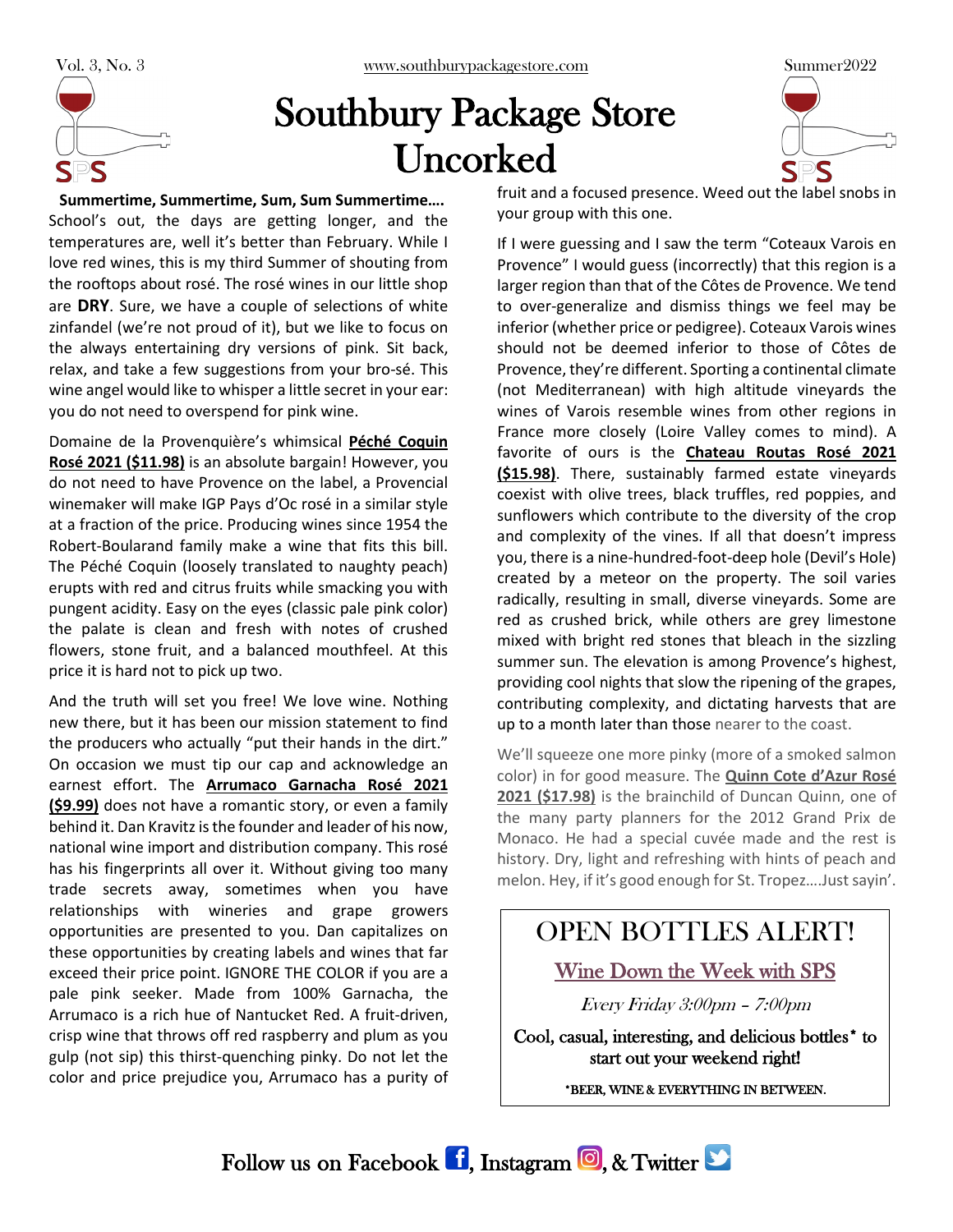# Southbury Package Store Uncorked

Vol. 3, No. 3 — www.southburypackagestore.com — Summer2022

**Summertime, Summertime, Sum, Sum Summertime….** School's out, the days are getting longer, and the temperatures are, well it's better than February. While I love red wines, this is my third Summer of shouting from the rooftops about rosé. The rosé wines in our little shop are **DRY**. Sure, we have a couple of selections of white zinfandel (we're not proud of it), but we like to focus on the always entertaining dry versions of pink. Sit back, relax, and take a few suggestions from your bro-sé. This wine angel would like to whisper a little secret in your ear: you do not need to overspend for pink wine.

Domaine de la Provenquière's whimsical **Péché Coquin Rosé 2021 ($11.98)** is an absolute bargain! However, you do not need to have Provence on the label, a Provencial winemaker will make IGP Pays d'Oc rosé in a similar style at a fraction of the price. Producing wines since 1954 the Robert-Boularand family make a wine that fits this bill. The Péché Coquin (loosely translated to naughty peach) erupts with red and citrus fruits while smacking you with pungent acidity. Easy on the eyes (classic pale pink color) the palate is clean and fresh with notes of crushed flowers, stone fruit, and a balanced mouthfeel. At this price it is hard not to pick up two.

And the truth will set you free! We love wine. Nothing new there, but it has been our mission statement to find the producers who actually "put their hands in the dirt." On occasion we must tip our cap and acknowledge an earnest effort. The **Arrumaco Garnacha Rosé 2021 ($9.99)** does not have a romantic story, or even a family behind it. Dan Kravitz is the founder and leader of his now, national wine import and distribution company. This rosé has his fingerprints all over it. Without giving too many trade secrets away, sometimes when you have relationships with wineries and grape growers opportunities are presented to you. Dan capitalizes on these opportunities by creating labels and wines that far exceed their price point. IGNORE THE COLOR if you are a pale pink seeker. Made from 100% Garnacha, the Arrumaco is a rich hue of Nantucket Red. A fruit-driven, crisp wine that throws off red raspberry and plum as you gulp (not sip) this thirst-quenching pinky. Do not let the color and price prejudice you, Arrumaco has a purity of fruit and a focused presence. Weed out the label snobs in your group with this one.

If I were guessing and I saw the term "Coteaux Varois en Provence" I would guess (incorrectly) that this region is a larger region than that of the Côtes de Provence. We tend to over-generalize and dismiss things we feel may be inferior (whether price or pedigree). Coteaux Varois wines should not be deemed inferior to those of Côtes de Provence, they're different. Sporting a continental climate (not Mediterranean) with high altitude vineyards the wines of Varois resemble wines from other regions in France more closely (Loire Valley comes to mind). A favorite of ours is the **Chateau Routas Rosé 2021 ($15.98)**. There, sustainably farmed estate vineyards coexist with olive trees, black truffles, red poppies, and sunflowers which contribute to the diversity of the crop and complexity of the vines. If all that doesn't impress you, there is a nine-hundred-foot-deep hole (Devil's Hole) created by a meteor on the property. The soil varies radically, resulting in small, diverse vineyards. Some are red as crushed brick, while others are grey limestone mixed with bright red stones that bleach in the sizzling summer sun. The elevation is among Provence's highest, providing cool nights that slow the ripening of the grapes, contributing complexity, and dictating harvests that are up to a month later than those nearer to the coast.

We'll squeeze one more pinky (more of a smoked salmon color) in for good measure. The **Quinn Cote d'Azur Rosé 2021 ($17.98)** is the brainchild of Duncan Quinn, one of the many party planners for the 2012 Grand Prix de Monaco. He had a special cuvée made and the rest is history. Dry, light and refreshing with hints of peach and melon. Hey, if it's good enough for St. Tropez….Just sayin'.

## OPEN BOTTLES ALERT!

### Wine Down the Week with SPS

*Every Friday 3:00pm – 7:00pm*

Cool, casual, interesting, and delicious bottles* to start out your weekend right!

*BEER, WINE & EVERYTHING IN BETWEEN.

Follow us on Facebook, Instagram, & Twitter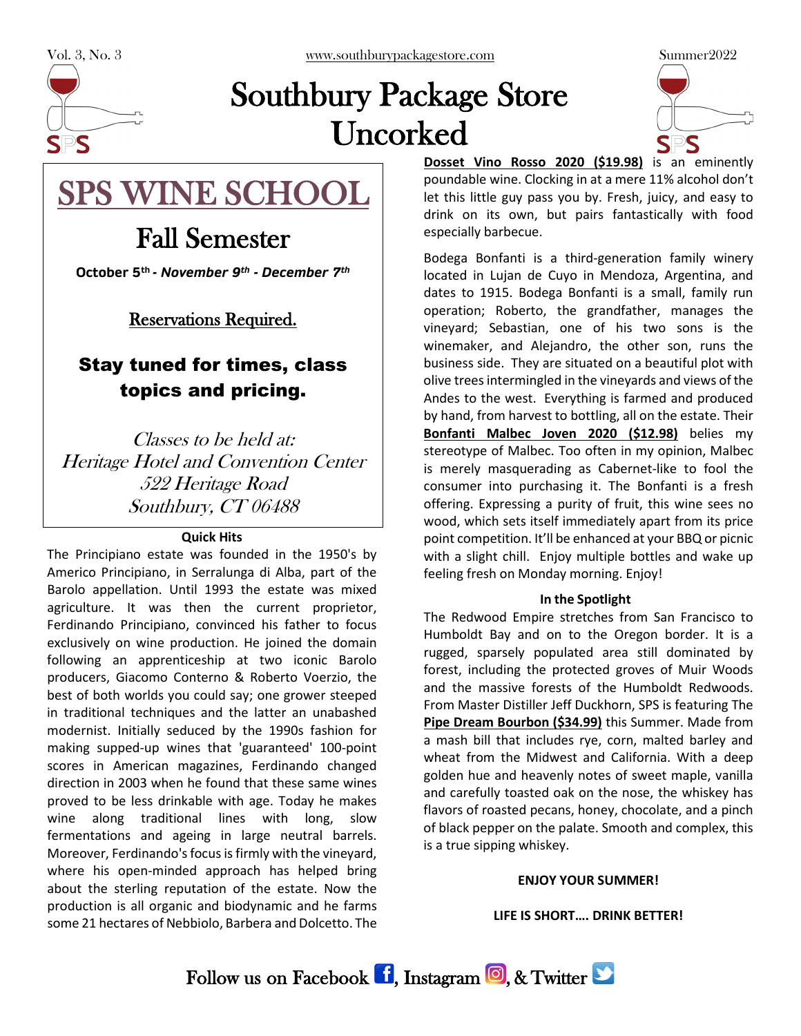# Southbury Package Store Uncorked

## SPS WINE SCHOOL

### Fall Semester

**October 5th - *November 9th* - *December 7th***

Reservations Required.

**Stay tuned for times, class topics and pricing.**

*Classes to be held at:*
*Heritage Hotel and Convention Center*
*522 Heritage Road*
*Southbury, CT 06488*

**Quick Hits**

The Principiano estate was founded in the 1950's by Americo Principiano, in Serralunga di Alba, part of the Barolo appellation. Until 1993 the estate was mixed agriculture. It was then the current proprietor, Ferdinando Principiano, convinced his father to focus exclusively on wine production. He joined the domain following an apprenticeship at two iconic Barolo producers, Giacomo Conterno & Roberto Voerzio, the best of both worlds you could say; one grower steeped in traditional techniques and the latter an unabashed modernist. Initially seduced by the 1990s fashion for making supped-up wines that 'guaranteed' 100-point scores in American magazines, Ferdinando changed direction in 2003 when he found that these same wines proved to be less drinkable with age. Today he makes wine along traditional lines with long, slow fermentations and ageing in large neutral barrels. Moreover, Ferdinando's focus is firmly with the vineyard, where his open-minded approach has helped bring about the sterling reputation of the estate. Now the production is all organic and biodynamic and he farms some 21 hectares of Nebbiolo, Barbera and Dolcetto. The **Dosset Vino Rosso 2020 ($19.98)** is an eminently poundable wine. Clocking in at a mere 11% alcohol don't let this little guy pass you by. Fresh, juicy, and easy to drink on its own, but pairs fantastically with food especially barbecue.

Bodega Bonfanti is a third-generation family winery located in Lujan de Cuyo in Mendoza, Argentina, and dates to 1915. Bodega Bonfanti is a small, family run operation; Roberto, the grandfather, manages the vineyard; Sebastian, one of his two sons is the winemaker, and Alejandro, the other son, runs the business side. They are situated on a beautiful plot with olive trees intermingled in the vineyards and views of the Andes to the west. Everything is farmed and produced by hand, from harvest to bottling, all on the estate. Their **Bonfanti Malbec Joven 2020 ($12.98)** belies my stereotype of Malbec. Too often in my opinion, Malbec is merely masquerading as Cabernet-like to fool the consumer into purchasing it. The Bonfanti is a fresh offering. Expressing a purity of fruit, this wine sees no wood, which sets itself immediately apart from its price point competition. It'll be enhanced at your BBQ or picnic with a slight chill. Enjoy multiple bottles and wake up feeling fresh on Monday morning. Enjoy!

**In the Spotlight**

The Redwood Empire stretches from San Francisco to Humboldt Bay and on to the Oregon border. It is a rugged, sparsely populated area still dominated by forest, including the protected groves of Muir Woods and the massive forests of the Humboldt Redwoods. From Master Distiller Jeff Duckhorn, SPS is featuring The **Pipe Dream Bourbon ($34.99)** this Summer. Made from a mash bill that includes rye, corn, malted barley and wheat from the Midwest and California. With a deep golden hue and heavenly notes of sweet maple, vanilla and carefully toasted oak on the nose, the whiskey has flavors of roasted pecans, honey, chocolate, and a pinch of black pepper on the palate. Smooth and complex, this is a true sipping whiskey.

**ENJOY YOUR SUMMER!**

**LIFE IS SHORT…. DRINK BETTER!**

Follow us on Facebook, Instagram, & Twitter